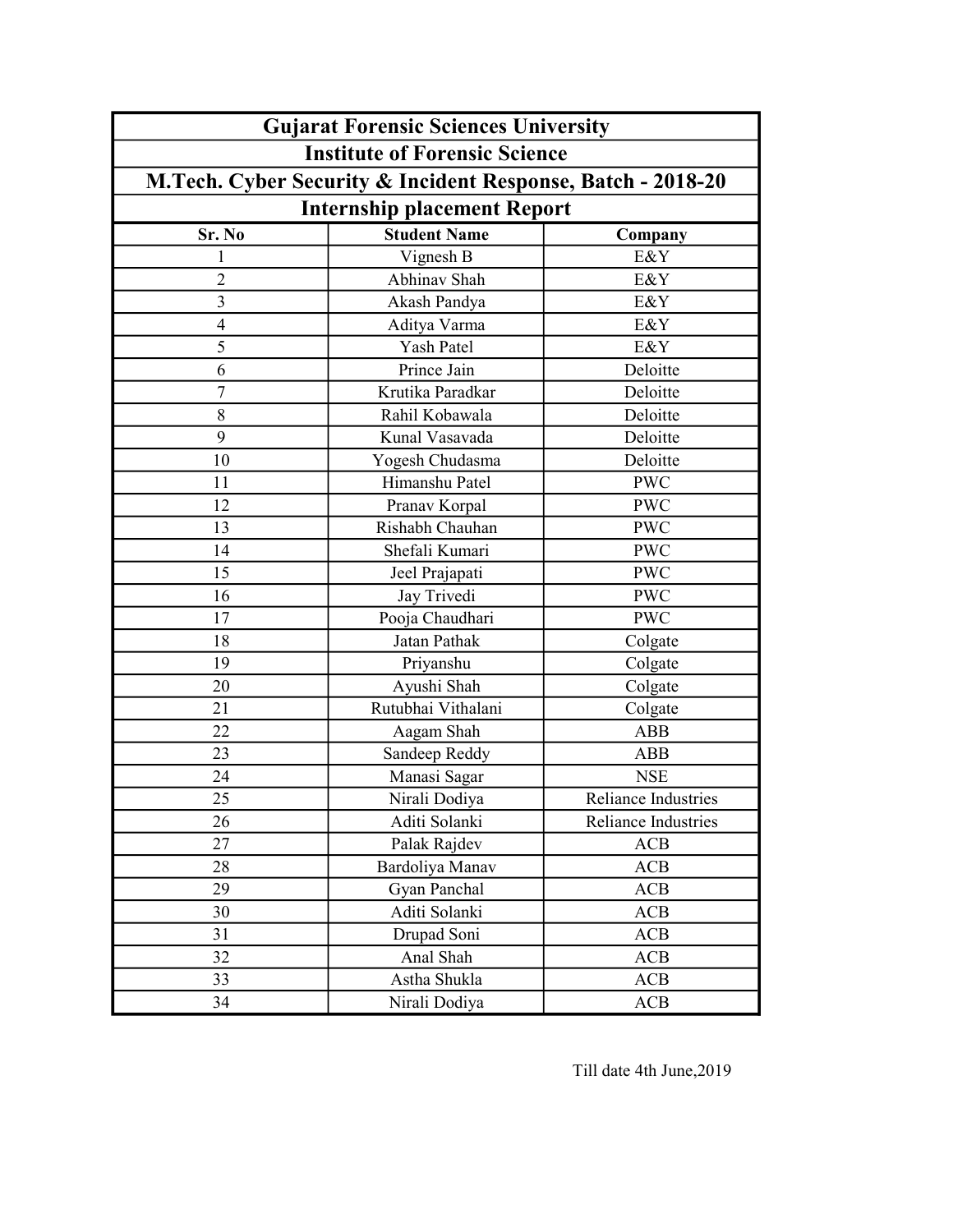# Gujarat Forensic Sciences University

## Institute of Forensic Science

## M.Tech. Cyber Security & Incident Response, Batch - 2018-20

## Internship placement Report

| Sr. No | Student Name | Company |
|---|---|---|
| 1 | Vignesh B | E&Y |
| 2 | Abhinav Shah | E&Y |
| 3 | Akash Pandya | E&Y |
| 4 | Aditya Varma | E&Y |
| 5 | Yash Patel | E&Y |
| 6 | Prince Jain | Deloitte |
| 7 | Krutika Paradkar | Deloitte |
| 8 | Rahil Kobawala | Deloitte |
| 9 | Kunal Vasavada | Deloitte |
| 10 | Yogesh Chudasma | Deloitte |
| 11 | Himanshu Patel | PWC |
| 12 | Pranav Korpal | PWC |
| 13 | Rishabh Chauhan | PWC |
| 14 | Shefali Kumari | PWC |
| 15 | Jeel Prajapati | PWC |
| 16 | Jay Trivedi | PWC |
| 17 | Pooja Chaudhari | PWC |
| 18 | Jatan Pathak | Colgate |
| 19 | Priyanshu | Colgate |
| 20 | Ayushi Shah | Colgate |
| 21 | Rutubhai Vithalani | Colgate |
| 22 | Aagam Shah | ABB |
| 23 | Sandeep Reddy | ABB |
| 24 | Manasi Sagar | NSE |
| 25 | Nirali Dodiya | Reliance Industries |
| 26 | Aditi Solanki | Reliance Industries |
| 27 | Palak Rajdev | ACB |
| 28 | Bardoliya Manav | ACB |
| 29 | Gyan Panchal | ACB |
| 30 | Aditi Solanki | ACB |
| 31 | Drupad Soni | ACB |
| 32 | Anal Shah | ACB |
| 33 | Astha Shukla | ACB |
| 34 | Nirali Dodiya | ACB |

Till date 4th June,2019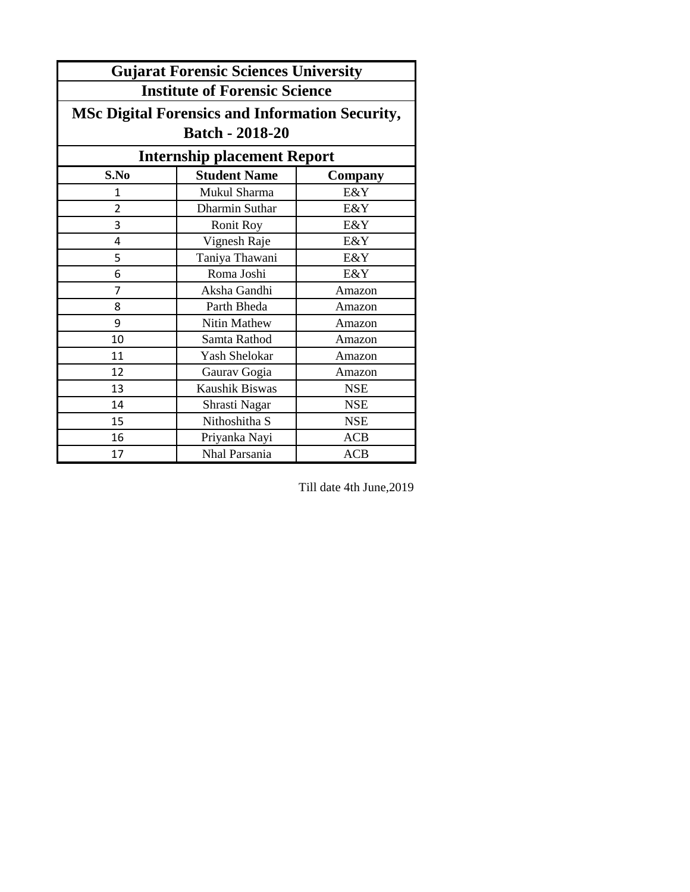| Gujarat Forensic Sciences University | | |
|---|---|---|
| Institute of Forensic Science | | |
| MSc Digital Forensics and Information Security, Batch - 2018-20 | | |
| Internship placement Report | | |
| **S.No** | **Student Name** | **Company** |
| 1 | Mukul Sharma | E&Y |
| 2 | Dharmin Suthar | E&Y |
| 3 | Ronit Roy | E&Y |
| 4 | Vignesh Raje | E&Y |
| 5 | Taniya Thawani | E&Y |
| 6 | Roma Joshi | E&Y |
| 7 | Aksha Gandhi | Amazon |
| 8 | Parth Bheda | Amazon |
| 9 | Nitin Mathew | Amazon |
| 10 | Samta Rathod | Amazon |
| 11 | Yash Shelokar | Amazon |
| 12 | Gaurav Gogia | Amazon |
| 13 | Kaushik Biswas | NSE |
| 14 | Shrasti Nagar | NSE |
| 15 | Nithoshitha S | NSE |
| 16 | Priyanka Nayi | ACB |
| 17 | Nhal Parsania | ACB |

Till date 4th June,2019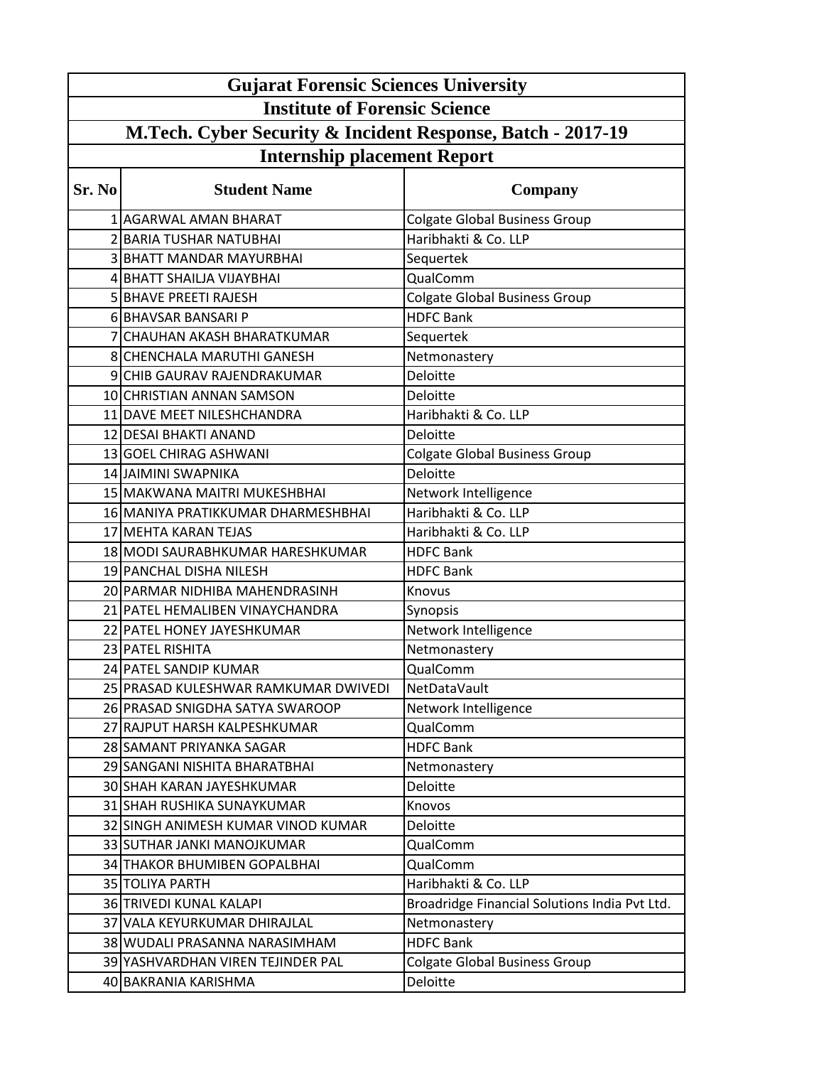# Gujarat Forensic Sciences University

## Institute of Forensic Science

## M.Tech. Cyber Security & Incident Response, Batch - 2017-19

## Internship placement Report

| Sr. No | Student Name | Company |
|---|---|---|
| 1 | AGARWAL AMAN BHARAT | Colgate Global Business Group |
| 2 | BARIA TUSHAR NATUBHAI | Haribhakti & Co. LLP |
| 3 | BHATT MANDAR MAYURBHAI | Sequertek |
| 4 | BHATT SHAILJA VIJAYBHAI | QualComm |
| 5 | BHAVE PREETI RAJESH | Colgate Global Business Group |
| 6 | BHAVSAR BANSARI P | HDFC Bank |
| 7 | CHAUHAN AKASH BHARATKUMAR | Sequertek |
| 8 | CHENCHALA MARUTHI GANESH | Netmonastery |
| 9 | CHIB GAURAV RAJENDRAKUMAR | Deloitte |
| 10 | CHRISTIAN ANNAN SAMSON | Deloitte |
| 11 | DAVE MEET NILESHCHANDRA | Haribhakti & Co. LLP |
| 12 | DESAI BHAKTI ANAND | Deloitte |
| 13 | GOEL CHIRAG ASHWANI | Colgate Global Business Group |
| 14 | JAIMINI SWAPNIKA | Deloitte |
| 15 | MAKWANA MAITRI MUKESHBHAI | Network Intelligence |
| 16 | MANIYA PRATIKKUMAR DHARMESHBHAI | Haribhakti & Co. LLP |
| 17 | MEHTA KARAN TEJAS | Haribhakti & Co. LLP |
| 18 | MODI SAURABHKUMAR HARESHKUMAR | HDFC Bank |
| 19 | PANCHAL DISHA NILESH | HDFC Bank |
| 20 | PARMAR NIDHIBA MAHENDRASINH | Knovus |
| 21 | PATEL HEMALIBEN VINAYCHANDRA | Synopsis |
| 22 | PATEL HONEY JAYESHKUMAR | Network Intelligence |
| 23 | PATEL RISHITA | Netmonastery |
| 24 | PATEL SANDIP KUMAR | QualComm |
| 25 | PRASAD KULESHWAR RAMKUMAR DWIVEDI | NetDataVault |
| 26 | PRASAD SNIGDHA SATYA SWAROOP | Network Intelligence |
| 27 | RAJPUT HARSH KALPESHKUMAR | QualComm |
| 28 | SAMANT PRIYANKA SAGAR | HDFC Bank |
| 29 | SANGANI NISHITA BHARATBHAI | Netmonastery |
| 30 | SHAH KARAN JAYESHKUMAR | Deloitte |
| 31 | SHAH RUSHIKA SUNAYKUMAR | Knovos |
| 32 | SINGH ANIMESH KUMAR VINOD KUMAR | Deloitte |
| 33 | SUTHAR JANKI MANOJKUMAR | QualComm |
| 34 | THAKOR BHUMIBEN GOPALBHAI | QualComm |
| 35 | TOLIYA PARTH | Haribhakti & Co. LLP |
| 36 | TRIVEDI KUNAL KALAPI | Broadridge Financial Solutions India Pvt Ltd. |
| 37 | VALA KEYURKUMAR DHIRAJLAL | Netmonastery |
| 38 | WUDALI PRASANNA NARASIMHAM | HDFC Bank |
| 39 | YASHVARDHAN VIREN TEJINDER PAL | Colgate Global Business Group |
| 40 | BAKRANIA KARISHMA | Deloitte |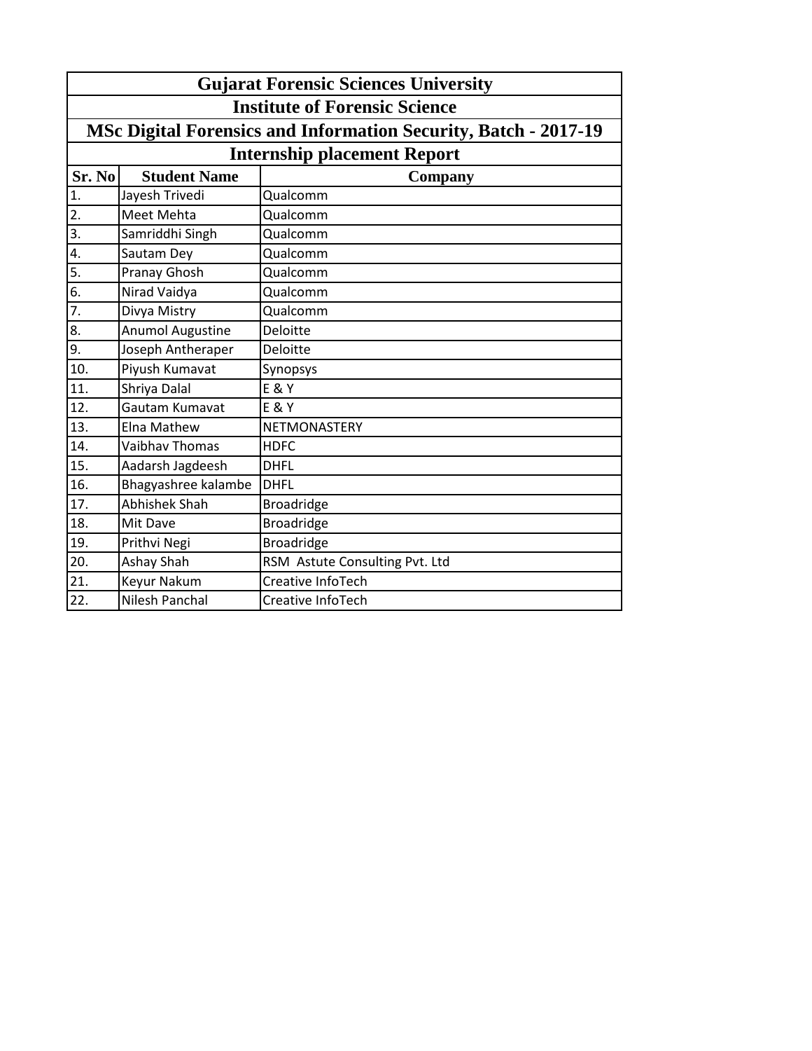# Gujarat Forensic Sciences University

## Institute of Forensic Science

## MSc Digital Forensics and Information Security, Batch - 2017-19

## Internship placement Report

| Sr. No | Student Name | Company |
|---|---|---|
| 1. | Jayesh Trivedi | Qualcomm |
| 2. | Meet Mehta | Qualcomm |
| 3. | Samriddhi Singh | Qualcomm |
| 4. | Sautam Dey | Qualcomm |
| 5. | Pranay Ghosh | Qualcomm |
| 6. | Nirad Vaidya | Qualcomm |
| 7. | Divya Mistry | Qualcomm |
| 8. | Anumol Augustine | Deloitte |
| 9. | Joseph Antheraper | Deloitte |
| 10. | Piyush Kumavat | Synopsys |
| 11. | Shriya Dalal | E & Y |
| 12. | Gautam Kumavat | E & Y |
| 13. | Elna Mathew | NETMONASTERY |
| 14. | Vaibhav Thomas | HDFC |
| 15. | Aadarsh Jagdeesh | DHFL |
| 16. | Bhagyashree kalambe | DHFL |
| 17. | Abhishek Shah | Broadridge |
| 18. | Mit Dave | Broadridge |
| 19. | Prithvi Negi | Broadridge |
| 20. | Ashay Shah | RSM Astute Consulting Pvt. Ltd |
| 21. | Keyur Nakum | Creative InfoTech |
| 22. | Nilesh Panchal | Creative InfoTech |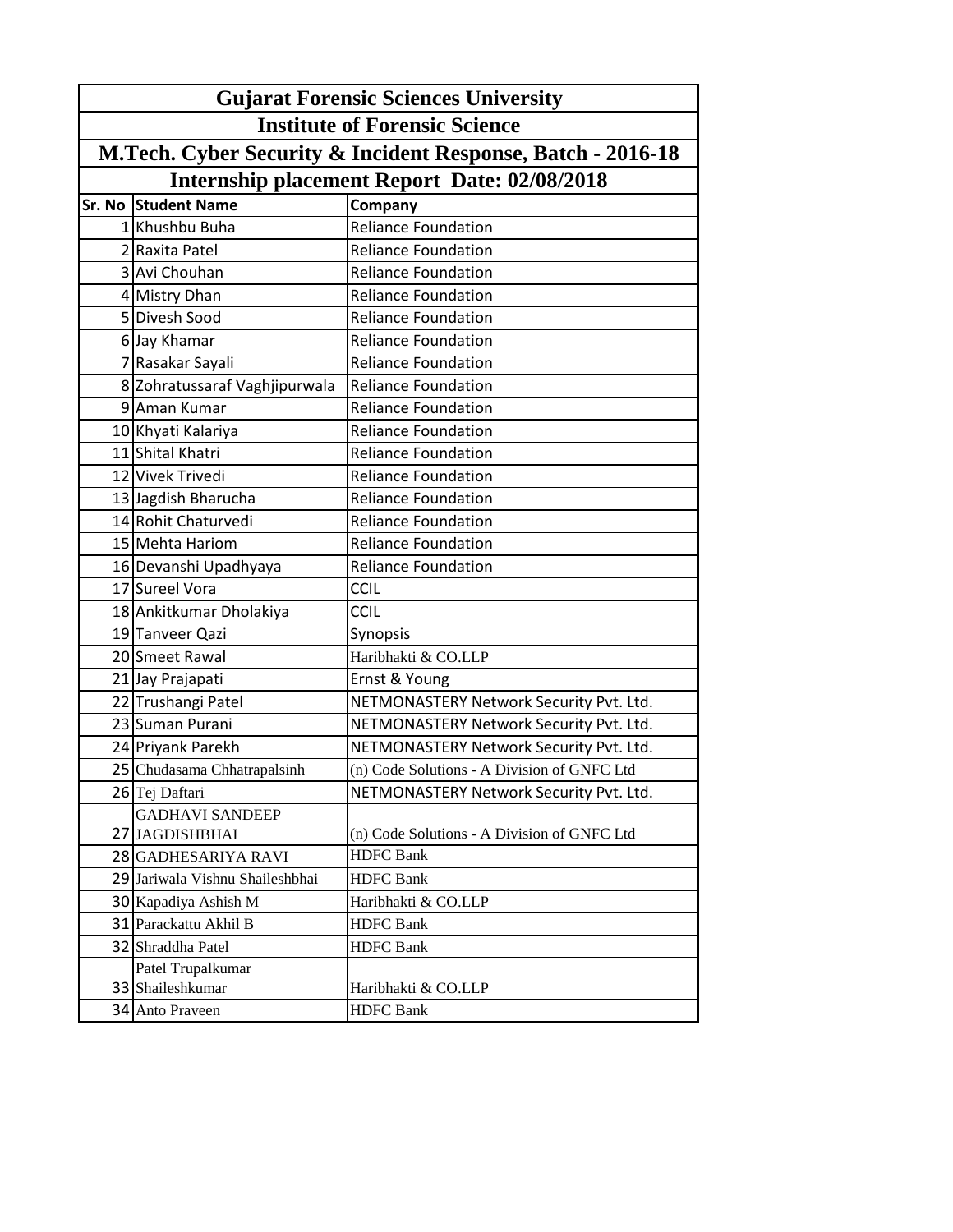# Gujarat Forensic Sciences University

## Institute of Forensic Science

## M.Tech. Cyber Security & Incident Response, Batch - 2016-18

## Internship placement Report Date: 02/08/2018

| Sr. No | Student Name | Company |
|---|---|---|
| 1 | Khushbu Buha | Reliance Foundation |
| 2 | Raxita Patel | Reliance Foundation |
| 3 | Avi Chouhan | Reliance Foundation |
| 4 | Mistry Dhan | Reliance Foundation |
| 5 | Divesh Sood | Reliance Foundation |
| 6 | Jay Khamar | Reliance Foundation |
| 7 | Rasakar Sayali | Reliance Foundation |
| 8 | Zohratussaraf Vaghjipurwala | Reliance Foundation |
| 9 | Aman Kumar | Reliance Foundation |
| 10 | Khyati Kalariya | Reliance Foundation |
| 11 | Shital Khatri | Reliance Foundation |
| 12 | Vivek Trivedi | Reliance Foundation |
| 13 | Jagdish Bharucha | Reliance Foundation |
| 14 | Rohit Chaturvedi | Reliance Foundation |
| 15 | Mehta Hariom | Reliance Foundation |
| 16 | Devanshi Upadhyaya | Reliance Foundation |
| 17 | Sureel Vora | CCIL |
| 18 | Ankitkumar Dholakiya | CCIL |
| 19 | Tanveer Qazi | Synopsis |
| 20 | Smeet Rawal | Haribhakti & CO.LLP |
| 21 | Jay Prajapati | Ernst & Young |
| 22 | Trushangi Patel | NETMONASTERY Network Security Pvt. Ltd. |
| 23 | Suman Purani | NETMONASTERY Network Security Pvt. Ltd. |
| 24 | Priyank Parekh | NETMONASTERY Network Security Pvt. Ltd. |
| 25 | Chudasama Chhatrapalsinh | (n) Code Solutions - A Division of GNFC Ltd |
| 26 | Tej Daftari | NETMONASTERY Network Security Pvt. Ltd. |
| 27 | GADHAVI SANDEEP JAGDISHBHAI | (n) Code Solutions - A Division of GNFC Ltd |
| 28 | GADHESARIYA RAVI | HDFC Bank |
| 29 | Jariwala Vishnu Shaileshbhai | HDFC Bank |
| 30 | Kapadiya Ashish M | Haribhakti & CO.LLP |
| 31 | Parackattu Akhil B | HDFC Bank |
| 32 | Shraddha Patel | HDFC Bank |
| 33 | Patel Trupalkumar Shaileshkumar | Haribhakti & CO.LLP |
| 34 | Anto Praveen | HDFC Bank |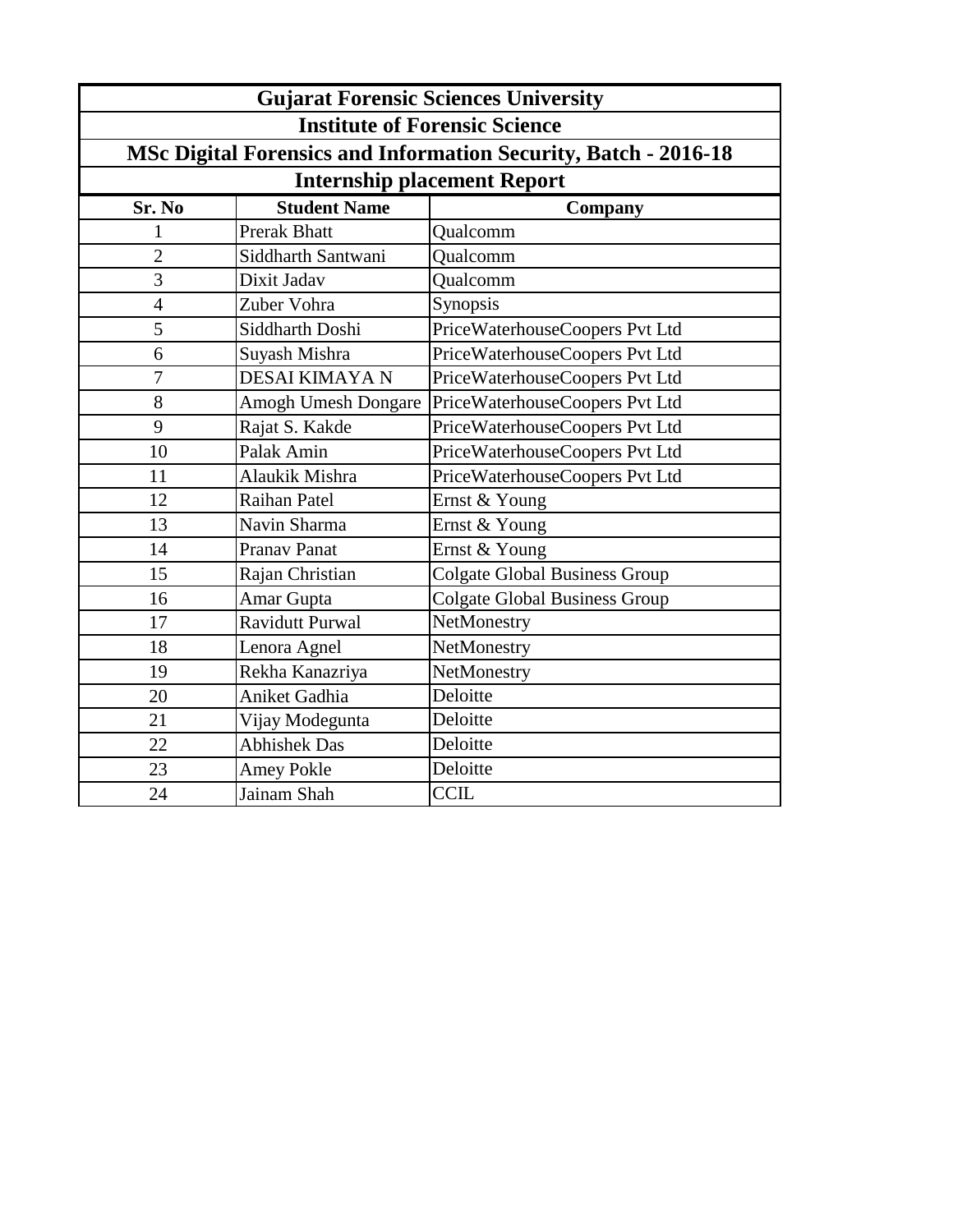# Gujarat Forensic Sciences University

## Institute of Forensic Science

## MSc Digital Forensics and Information Security, Batch - 2016-18

## Internship placement Report

| Sr. No | Student Name | Company |
|---|---|---|
| 1 | Prerak Bhatt | Qualcomm |
| 2 | Siddharth Santwani | Qualcomm |
| 3 | Dixit Jadav | Qualcomm |
| 4 | Zuber Vohra | Synopsis |
| 5 | Siddharth Doshi | PriceWaterhouseCoopers Pvt Ltd |
| 6 | Suyash Mishra | PriceWaterhouseCoopers Pvt Ltd |
| 7 | DESAI KIMAYA N | PriceWaterhouseCoopers Pvt Ltd |
| 8 | Amogh Umesh Dongare | PriceWaterhouseCoopers Pvt Ltd |
| 9 | Rajat S. Kakde | PriceWaterhouseCoopers Pvt Ltd |
| 10 | Palak Amin | PriceWaterhouseCoopers Pvt Ltd |
| 11 | Alaukik Mishra | PriceWaterhouseCoopers Pvt Ltd |
| 12 | Raihan Patel | Ernst & Young |
| 13 | Navin Sharma | Ernst & Young |
| 14 | Pranav Panat | Ernst & Young |
| 15 | Rajan Christian | Colgate Global Business Group |
| 16 | Amar Gupta | Colgate Global Business Group |
| 17 | Ravidutt Purwal | NetMonestry |
| 18 | Lenora Agnel | NetMonestry |
| 19 | Rekha Kanazriya | NetMonestry |
| 20 | Aniket Gadhia | Deloitte |
| 21 | Vijay Modegunta | Deloitte |
| 22 | Abhishek Das | Deloitte |
| 23 | Amey Pokle | Deloitte |
| 24 | Jainam Shah | CCIL |